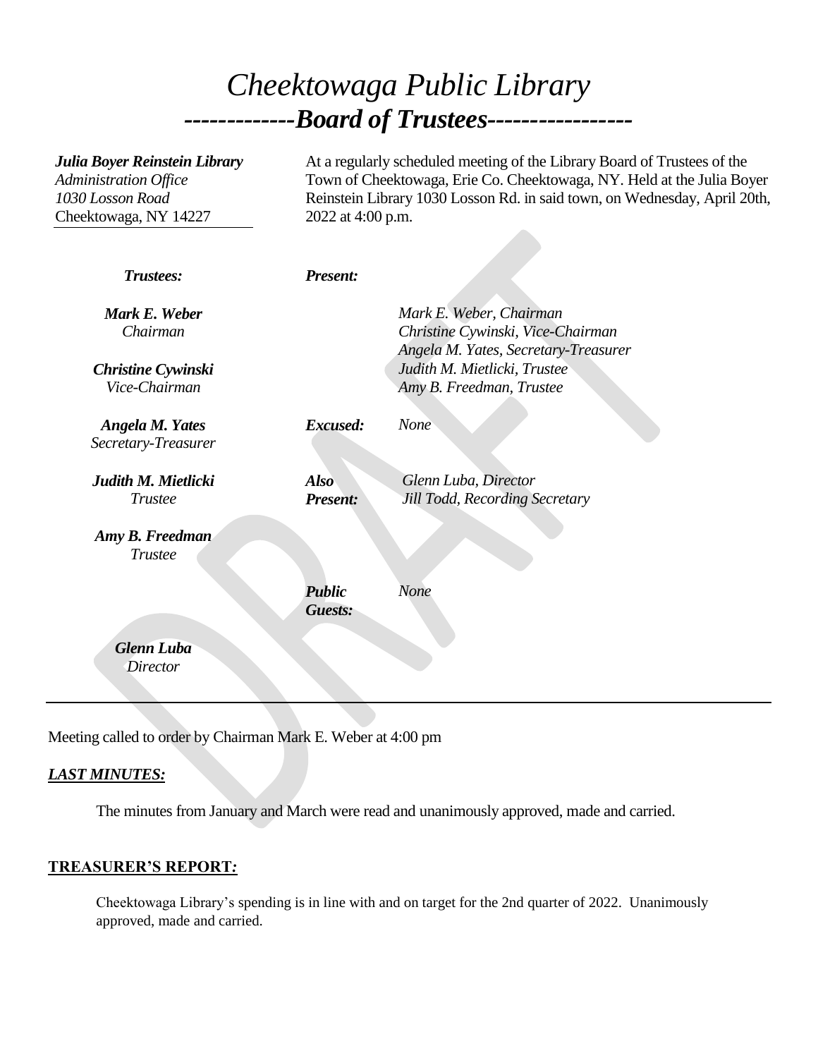# *Cheektowaga Public Library*

## *-------------Board of Trustees-----------------*

***Julia Boyer Reinstein Library***
*Administration Office*
*1030 Losson Road*
Cheektowaga, NY 14227

At a regularly scheduled meeting of the Library Board of Trustees of the Town of Cheektowaga, Erie Co. Cheektowaga, NY. Held at the Julia Boyer Reinstein Library 1030 Losson Rd. in said town, on Wednesday, April 20th, 2022 at 4:00 p.m.

| ***Trustees:*** | ***Present:*** | |
|---|---|---|
| ***Mark E. Weber*** *Chairman* | | *Mark E. Weber, Chairman* *Christine Cywinski, Vice-Chairman* *Angela M. Yates, Secretary-Treasurer* |
| ***Christine Cywinski*** *Vice-Chairman* | | *Judith M. Mietlicki, Trustee* *Amy B. Freedman, Trustee* |
| ***Angela M. Yates*** *Secretary-Treasurer* | ***Excused:*** | *None* |
| ***Judith M. Mietlicki*** *Trustee* | ***Also Present:*** | *Glenn Luba, Director* *Jill Todd, Recording Secretary* |
| ***Amy B. Freedman*** *Trustee* | | |
| | ***Public Guests:*** | *None* |
| ***Glenn Luba*** *Director* | | |

Meeting called to order by Chairman Mark E. Weber at 4:00 pm

***LAST MINUTES:***

The minutes from January and March were read and unanimously approved, made and carried.

**TREASURER'S REPORT*:***

Cheektowaga Library's spending is in line with and on target for the 2nd quarter of 2022. Unanimously approved, made and carried.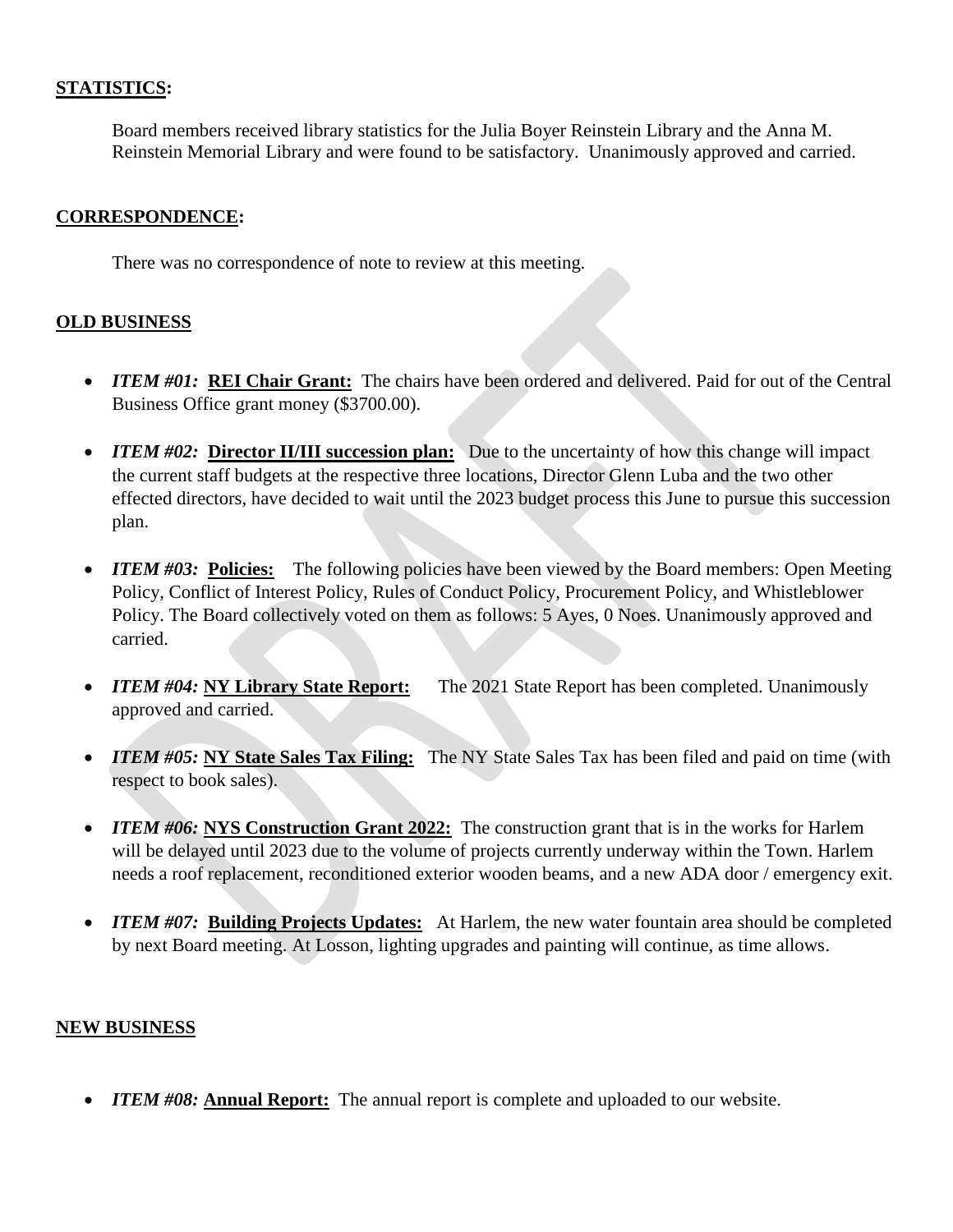## **STATISTICS:**

Board members received library statistics for the Julia Boyer Reinstein Library and the Anna M. Reinstein Memorial Library and were found to be satisfactory. Unanimously approved and carried.

## **CORRESPONDENCE:**

There was no correspondence of note to review at this meeting.

## **OLD BUSINESS**

- ***ITEM #01:*** **REI Chair Grant:** The chairs have been ordered and delivered. Paid for out of the Central Business Office grant money ($3700.00).
- ***ITEM #02:*** **Director II/III succession plan:** Due to the uncertainty of how this change will impact the current staff budgets at the respective three locations, Director Glenn Luba and the two other effected directors, have decided to wait until the 2023 budget process this June to pursue this succession plan.
- ***ITEM #03:*** **Policies:** The following policies have been viewed by the Board members: Open Meeting Policy, Conflict of Interest Policy, Rules of Conduct Policy, Procurement Policy, and Whistleblower Policy. The Board collectively voted on them as follows: 5 Ayes, 0 Noes. Unanimously approved and carried.
- ***ITEM #04:*** **NY Library State Report:** The 2021 State Report has been completed. Unanimously approved and carried.
- ***ITEM #05:*** **NY State Sales Tax Filing:** The NY State Sales Tax has been filed and paid on time (with respect to book sales).
- ***ITEM #06:*** **NYS Construction Grant 2022:** The construction grant that is in the works for Harlem will be delayed until 2023 due to the volume of projects currently underway within the Town. Harlem needs a roof replacement, reconditioned exterior wooden beams, and a new ADA door / emergency exit.
- ***ITEM #07:*** **Building Projects Updates:** At Harlem, the new water fountain area should be completed by next Board meeting. At Losson, lighting upgrades and painting will continue, as time allows.

## **NEW BUSINESS**

- ***ITEM #08:*** **Annual Report:** The annual report is complete and uploaded to our website.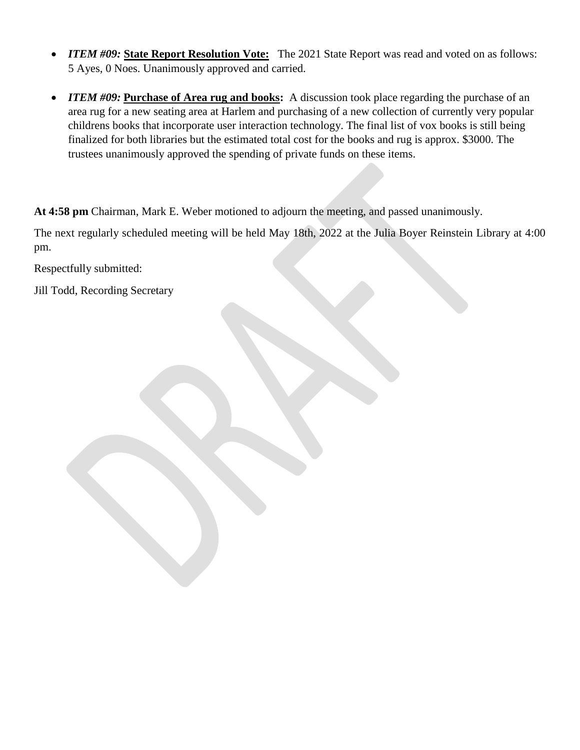- ***ITEM #09:*** **State Report Resolution Vote:** The 2021 State Report was read and voted on as follows: 5 Ayes, 0 Noes. Unanimously approved and carried.

- ***ITEM #09:*** **Purchase of Area rug and books:** A discussion took place regarding the purchase of an area rug for a new seating area at Harlem and purchasing of a new collection of currently very popular childrens books that incorporate user interaction technology. The final list of vox books is still being finalized for both libraries but the estimated total cost for the books and rug is approx. $3000. The trustees unanimously approved the spending of private funds on these items.

**At 4:58 pm** Chairman, Mark E. Weber motioned to adjourn the meeting, and passed unanimously.

The next regularly scheduled meeting will be held May 18th, 2022 at the Julia Boyer Reinstein Library at 4:00 pm.

Respectfully submitted:

Jill Todd, Recording Secretary